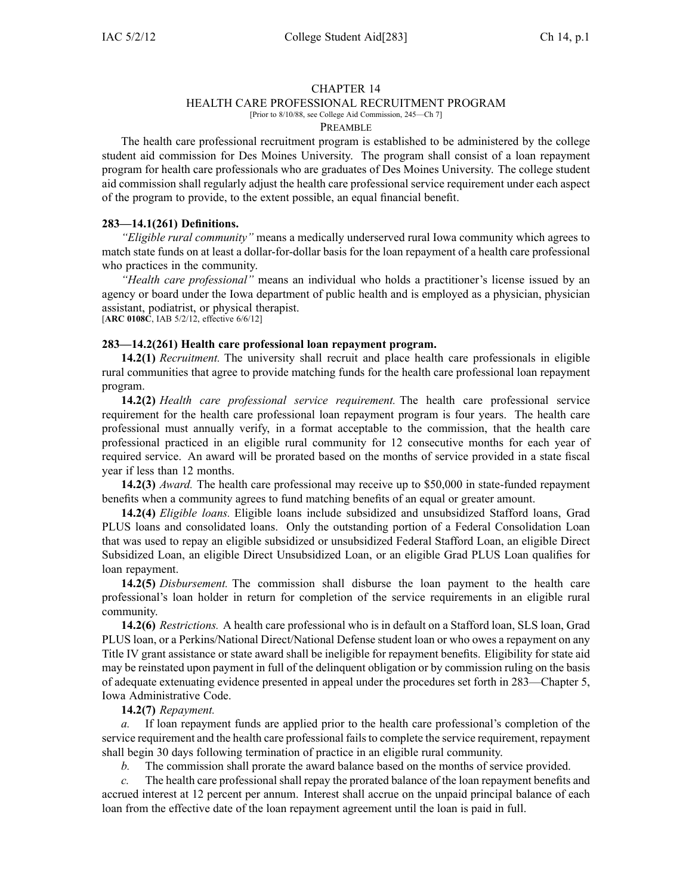# CHAPTER 14

## HEALTH CARE PROFESSIONAL RECRUITMENT PROGRAM

[Prior to 8/10/88, see College Aid Commission, 245—Ch 7]

PREAMBLE

The health care professional recruitment program is established to be administered by the college student aid commission for Des Moines University. The program shall consist of a loan repayment program for health care professionals who are graduates of Des Moines University. The college student aid commission shall regularly adjust the health care professional service requirement under each aspect of the program to provide, to the extent possible, an equal financial benefit.

**283—14.1(261) Definitions.**

*"Eligible rural community"* means a medically underserved rural Iowa community which agrees to match state funds on at least a dollar-for-dollar basis for the loan repayment of a health care professional who practices in the community.

*"Health care professional"* means an individual who holds a practitioner's license issued by an agency or board under the Iowa department of public health and is employed as a physician, physician assistant, podiatrist, or physical therapist.

[**ARC 0108C**, IAB 5/2/12, effective 6/6/12]

**283—14.2(261) Health care professional loan repayment program.**

**14.2(1)** *Recruitment.* The university shall recruit and place health care professionals in eligible rural communities that agree to provide matching funds for the health care professional loan repayment program.

**14.2(2)** *Health care professional service requirement.* The health care professional service requirement for the health care professional loan repayment program is four years. The health care professional must annually verify, in a format acceptable to the commission, that the health care professional practiced in an eligible rural community for 12 consecutive months for each year of required service. An award will be prorated based on the months of service provided in a state fiscal year if less than 12 months.

**14.2(3)** *Award.* The health care professional may receive up to $50,000 in state-funded repayment benefits when a community agrees to fund matching benefits of an equal or greater amount.

**14.2(4)** *Eligible loans.* Eligible loans include subsidized and unsubsidized Stafford loans, Grad PLUS loans and consolidated loans. Only the outstanding portion of a Federal Consolidation Loan that was used to repay an eligible subsidized or unsubsidized Federal Stafford Loan, an eligible Direct Subsidized Loan, an eligible Direct Unsubsidized Loan, or an eligible Grad PLUS Loan qualifies for loan repayment.

**14.2(5)** *Disbursement.* The commission shall disburse the loan payment to the health care professional's loan holder in return for completion of the service requirements in an eligible rural community.

**14.2(6)** *Restrictions.* A health care professional who is in default on a Stafford loan, SLS loan, Grad PLUS loan, or a Perkins/National Direct/National Defense student loan or who owes a repayment on any Title IV grant assistance or state award shall be ineligible for repayment benefits. Eligibility for state aid may be reinstated upon payment in full of the delinquent obligation or by commission ruling on the basis of adequate extenuating evidence presented in appeal under the procedures set forth in 283—Chapter 5, Iowa Administrative Code.

**14.2(7)** *Repayment.*

*a.* If loan repayment funds are applied prior to the health care professional's completion of the service requirement and the health care professional fails to complete the service requirement, repayment shall begin 30 days following termination of practice in an eligible rural community.

*b.* The commission shall prorate the award balance based on the months of service provided.

*c.* The health care professional shall repay the prorated balance of the loan repayment benefits and accrued interest at 12 percent per annum. Interest shall accrue on the unpaid principal balance of each loan from the effective date of the loan repayment agreement until the loan is paid in full.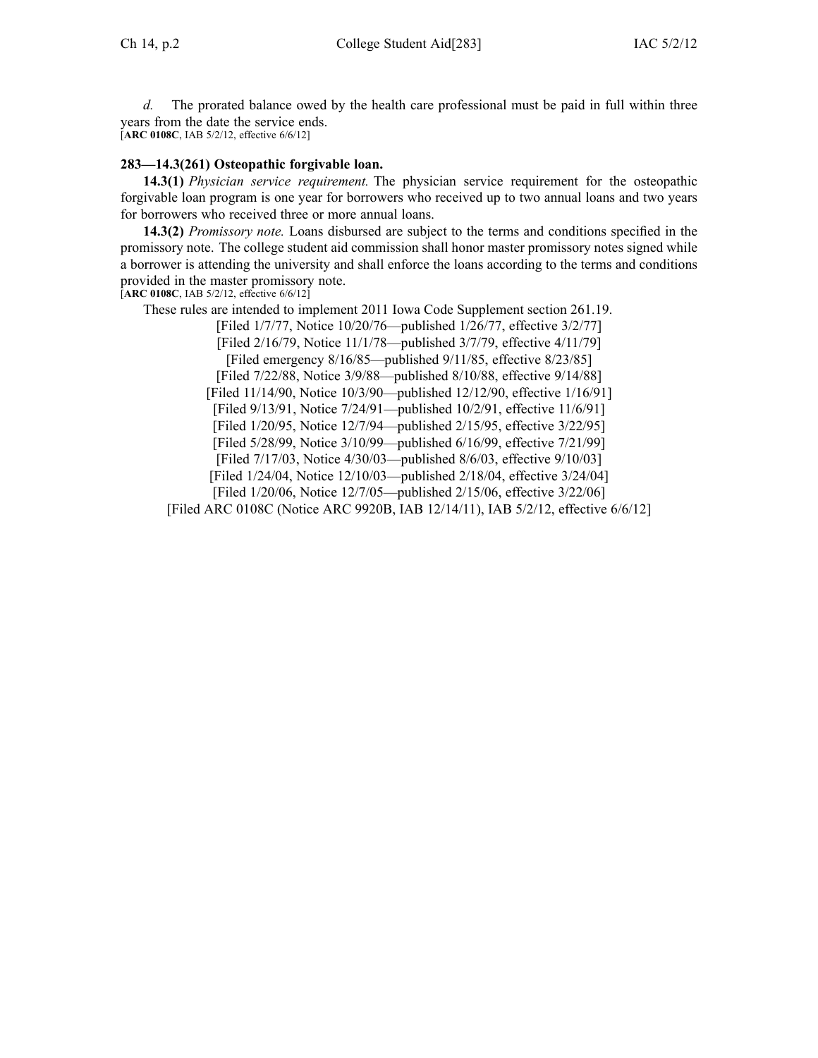*d.* The prorated balance owed by the health care professional must be paid in full within three years from the date the service ends.
[**ARC 0108C**, IAB 5/2/12, effective 6/6/12]

**283—14.3(261) Osteopathic forgivable loan.**

**14.3(1)** *Physician service requirement.* The physician service requirement for the osteopathic forgivable loan program is one year for borrowers who received up to two annual loans and two years for borrowers who received three or more annual loans.

**14.3(2)** *Promissory note.* Loans disbursed are subject to the terms and conditions specified in the promissory note. The college student aid commission shall honor master promissory notes signed while a borrower is attending the university and shall enforce the loans according to the terms and conditions provided in the master promissory note.
[**ARC 0108C**, IAB 5/2/12, effective 6/6/12]

These rules are intended to implement 2011 Iowa Code Supplement section 261.19.

[Filed 1/7/77, Notice 10/20/76—published 1/26/77, effective 3/2/77]
[Filed 2/16/79, Notice 11/1/78—published 3/7/79, effective 4/11/79]
[Filed emergency 8/16/85—published 9/11/85, effective 8/23/85]
[Filed 7/22/88, Notice 3/9/88—published 8/10/88, effective 9/14/88]
[Filed 11/14/90, Notice 10/3/90—published 12/12/90, effective 1/16/91]
[Filed 9/13/91, Notice 7/24/91—published 10/2/91, effective 11/6/91]
[Filed 1/20/95, Notice 12/7/94—published 2/15/95, effective 3/22/95]
[Filed 5/28/99, Notice 3/10/99—published 6/16/99, effective 7/21/99]
[Filed 7/17/03, Notice 4/30/03—published 8/6/03, effective 9/10/03]
[Filed 1/24/04, Notice 12/10/03—published 2/18/04, effective 3/24/04]
[Filed 1/20/06, Notice 12/7/05—published 2/15/06, effective 3/22/06]
[Filed ARC 0108C (Notice ARC 9920B, IAB 12/14/11), IAB 5/2/12, effective 6/6/12]